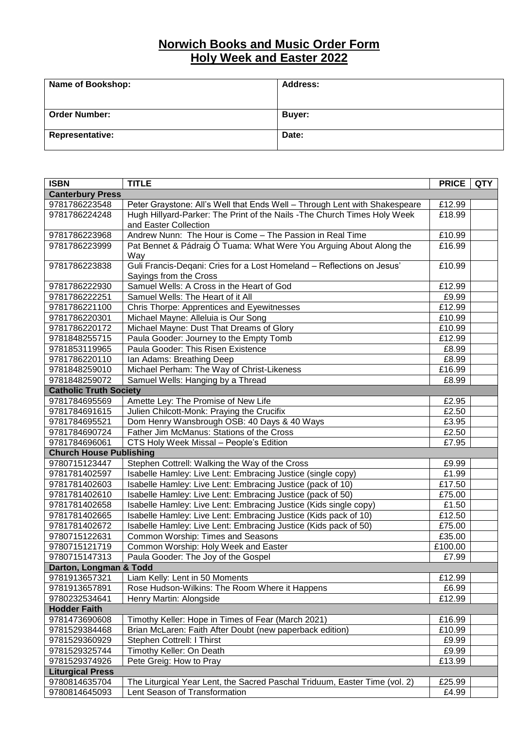# Norwich Books and Music Order Form
## Holy Week and Easter 2022

| Name of Bookshop: | Address: |
|---|---|
| Order Number: | Buyer: |
| Representative: | Date: |

| ISBN | TITLE | PRICE | QTY |
|---|---|---|---|
| **Canterbury Press** | | | |
| 9781786223548 | Peter Graystone: All's Well that Ends Well – Through Lent with Shakespeare | £12.99 | |
| 9781786224248 | Hugh Hillyard-Parker: The Print of the Nails -The Church Times Holy Week and Easter Collection | £18.99 | |
| 9781786223968 | Andrew Nunn: The Hour is Come – The Passion in Real Time | £10.99 | |
| 9781786223999 | Pat Bennet & Pádraig Ó Tuama: What Were You Arguing About Along the Way | £16.99 | |
| 9781786223838 | Guli Francis-Deqani: Cries for a Lost Homeland – Reflections on Jesus' Sayings from the Cross | £10.99 | |
| 9781786222930 | Samuel Wells: A Cross in the Heart of God | £12.99 | |
| 9781786222251 | Samuel Wells: The Heart of it All | £9.99 | |
| 9781786221100 | Chris Thorpe: Apprentices and Eyewitnesses | £12.99 | |
| 9781786220301 | Michael Mayne: Alleluia is Our Song | £10.99 | |
| 9781786220172 | Michael Mayne: Dust That Dreams of Glory | £10.99 | |
| 9781848255715 | Paula Gooder: Journey to the Empty Tomb | £12.99 | |
| 9781853119965 | Paula Gooder: This Risen Existence | £8.99 | |
| 9781786220110 | Ian Adams: Breathing Deep | £8.99 | |
| 9781848259010 | Michael Perham: The Way of Christ-Likeness | £16.99 | |
| 9781848259072 | Samuel Wells: Hanging by a Thread | £8.99 | |
| **Catholic Truth Society** | | | |
| 9781784695569 | Amette Ley: The Promise of New Life | £2.95 | |
| 9781784691615 | Julien Chilcott-Monk: Praying the Crucifix | £2.50 | |
| 9781784695521 | Dom Henry Wansbrough OSB: 40 Days & 40 Ways | £3.95 | |
| 9781784690724 | Father Jim McManus: Stations of the Cross | £2.50 | |
| 9781784696061 | CTS Holy Week Missal – People's Edition | £7.95 | |
| **Church House Publishing** | | | |
| 9780715123447 | Stephen Cottrell: Walking the Way of the Cross | £9.99 | |
| 9781781402597 | Isabelle Hamley: Live Lent: Embracing Justice (single copy) | £1.99 | |
| 9781781402603 | Isabelle Hamley: Live Lent: Embracing Justice (pack of 10) | £17.50 | |
| 9781781402610 | Isabelle Hamley: Live Lent: Embracing Justice (pack of 50) | £75.00 | |
| 9781781402658 | Isabelle Hamley: Live Lent: Embracing Justice (Kids single copy) | £1.50 | |
| 9781781402665 | Isabelle Hamley: Live Lent: Embracing Justice (Kids pack of 10) | £12.50 | |
| 9781781402672 | Isabelle Hamley: Live Lent: Embracing Justice (Kids pack of 50) | £75.00 | |
| 9780715122631 | Common Worship: Times and Seasons | £35.00 | |
| 9780715121719 | Common Worship: Holy Week and Easter | £100.00 | |
| 9780715147313 | Paula Gooder: The Joy of the Gospel | £7.99 | |
| **Darton, Longman & Todd** | | | |
| 9781913657321 | Liam Kelly: Lent in 50 Moments | £12.99 | |
| 9781913657891 | Rose Hudson-Wilkins: The Room Where it Happens | £6.99 | |
| 9780232534641 | Henry Martin: Alongside | £12.99 | |
| **Hodder Faith** | | | |
| 9781473690608 | Timothy Keller: Hope in Times of Fear (March 2021) | £16.99 | |
| 9781529384468 | Brian McLaren: Faith After Doubt (new paperback edition) | £10.99 | |
| 9781529360929 | Stephen Cottrell: I Thirst | £9.99 | |
| 9781529325744 | Timothy Keller: On Death | £9.99 | |
| 9781529374926 | Pete Greig: How to Pray | £13.99 | |
| **Liturgical Press** | | | |
| 9780814635704 | The Liturgical Year Lent, the Sacred Paschal Triduum, Easter Time (vol. 2) | £25.99 | |
| 9780814645093 | Lent Season of Transformation | £4.99 | |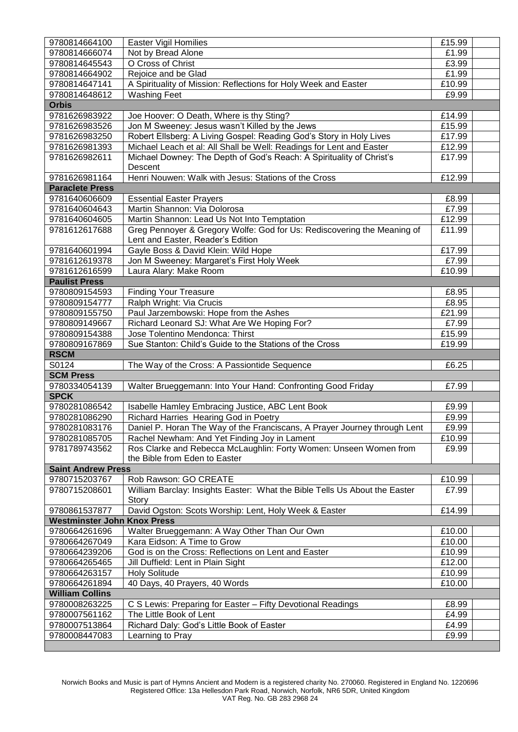| | | | |
|---|---|---|---|
| 9780814664100 | Easter Vigil Homilies | £15.99 | |
| 9780814666074 | Not by Bread Alone | £1.99 | |
| 9780814645543 | O Cross of Christ | £3.99 | |
| 9780814664902 | Rejoice and be Glad | £1.99 | |
| 9780814647141 | A Spirituality of Mission: Reflections for Holy Week and Easter | £10.99 | |
| 9780814648612 | Washing Feet | £9.99 | |
| **Orbis** | | | |
| 9781626983922 | Joe Hoover: O Death, Where is thy Sting? | £14.99 | |
| 9781626983526 | Jon M Sweeney: Jesus wasn't Killed by the Jews | £15.99 | |
| 9781626983250 | Robert Ellsberg: A Living Gospel: Reading God's Story in Holy Lives | £17.99 | |
| 9781626981393 | Michael Leach et al: All Shall be Well: Readings for Lent and Easter | £12.99 | |
| 9781626982611 | Michael Downey: The Depth of God's Reach: A Spirituality of Christ's Descent | £17.99 | |
| 9781626981164 | Henri Nouwen: Walk with Jesus: Stations of the Cross | £12.99 | |
| **Paraclete Press** | | | |
| 9781640606609 | Essential Easter Prayers | £8.99 | |
| 9781640604643 | Martin Shannon: Via Dolorosa | £7.99 | |
| 9781640604605 | Martin Shannon: Lead Us Not Into Temptation | £12.99 | |
| 9781612617688 | Greg Pennoyer & Gregory Wolfe: God for Us: Rediscovering the Meaning of Lent and Easter, Reader's Edition | £11.99 | |
| 9781640601994 | Gayle Boss & David Klein: Wild Hope | £17.99 | |
| 9781612619378 | Jon M Sweeney: Margaret's First Holy Week | £7.99 | |
| 9781612616599 | Laura Alary: Make Room | £10.99 | |
| **Paulist Press** | | | |
| 9780809154593 | Finding Your Treasure | £8.95 | |
| 9780809154777 | Ralph Wright: Via Crucis | £8.95 | |
| 9780809155750 | Paul Jarzembowski: Hope from the Ashes | £21.99 | |
| 9780809149667 | Richard Leonard SJ: What Are We Hoping For? | £7.99 | |
| 9780809154388 | Jose Tolentino Mendonca: Thirst | £15.99 | |
| 9780809167869 | Sue Stanton: Child's Guide to the Stations of the Cross | £19.99 | |
| **RSCM** | | | |
| S0124 | The Way of the Cross: A Passiontide Sequence | £6.25 | |
| **SCM Press** | | | |
| 9780334054139 | Walter Brueggemann: Into Your Hand: Confronting Good Friday | £7.99 | |
| **SPCK** | | | |
| 9780281086542 | Isabelle Hamley Embracing Justice, ABC Lent Book | £9.99 | |
| 9780281086290 | Richard Harries Hearing God in Poetry | £9.99 | |
| 9780281083176 | Daniel P. Horan The Way of the Franciscans, A Prayer Journey through Lent | £9.99 | |
| 9780281085705 | Rachel Newham: And Yet Finding Joy in Lament | £10.99 | |
| 9781789743562 | Ros Clarke and Rebecca McLaughlin: Forty Women: Unseen Women from the Bible from Eden to Easter | £9.99 | |
| **Saint Andrew Press** | | | |
| 9780715203767 | Rob Rawson: GO CREATE | £10.99 | |
| 9780715208601 | William Barclay: Insights Easter: What the Bible Tells Us About the Easter Story | £7.99 | |
| 9780861537877 | David Ogston: Scots Worship: Lent, Holy Week & Easter | £14.99 | |
| **Westminster John Knox Press** | | | |
| 9780664261696 | Walter Brueggemann: A Way Other Than Our Own | £10.00 | |
| 9780664267049 | Kara Eidson: A Time to Grow | £10.00 | |
| 9780664239206 | God is on the Cross: Reflections on Lent and Easter | £10.99 | |
| 9780664265465 | Jill Duffield: Lent in Plain Sight | £12.00 | |
| 9780664263157 | Holy Solitude | £10.99 | |
| 9780664261894 | 40 Days, 40 Prayers, 40 Words | £10.00 | |
| **William Collins** | | | |
| 9780008263225 | C S Lewis: Preparing for Easter – Fifty Devotional Readings | £8.99 | |
| 9780007561162 | The Little Book of Lent | £4.99 | |
| 9780007513864 | Richard Daly: God's Little Book of Easter | £4.99 | |
| 9780008447083 | Learning to Pray | £9.99 | |

Norwich Books and Music is part of Hymns Ancient and Modern is a registered charity No. 270060. Registered in England No. 1220696
Registered Office: 13a Hellesdon Park Road, Norwich, Norfolk, NR6 5DR, United Kingdom
VAT Reg. No. GB 283 2968 24